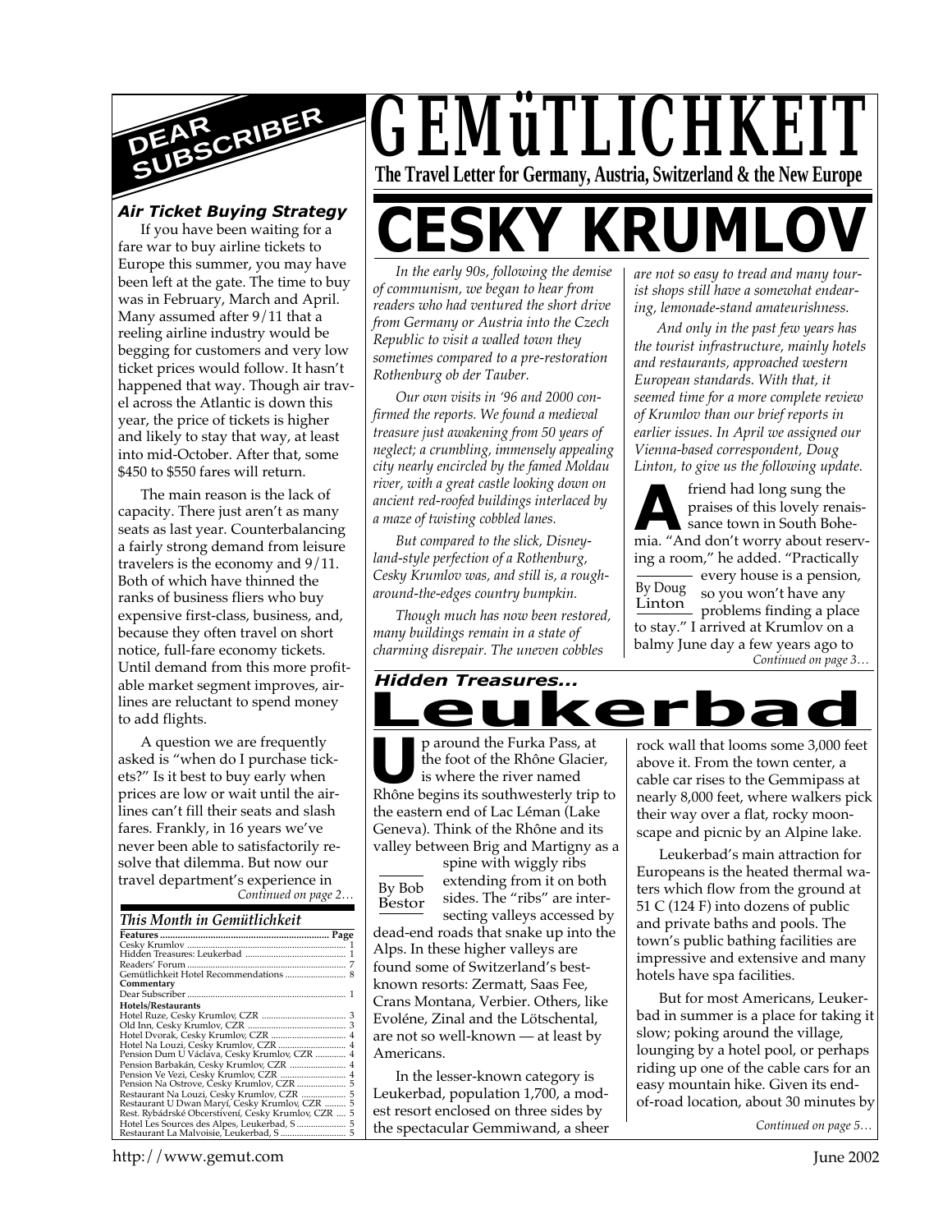# GEMüTLICHKEIT

**The Travel Letter for Germany, Austria, Switzerland & the New Europe**

# CESKY KRUMLOV

*In the early 90s, following the demise of communism, we began to hear from readers who had ventured the short drive from Germany or Austria into the Czech Republic to visit a walled town they sometimes compared to a pre-restoration Rothenburg ob der Tauber.*

*Our own visits in '96 and 2000 confirmed the reports. We found a medieval treasure just awakening from 50 years of neglect; a crumbling, immensely appealing city nearly encircled by the famed Moldau river, with a great castle looking down on ancient red-roofed buildings interlaced by a maze of twisting cobbled lanes.*

*But compared to the slick, Disneyland-style perfection of a Rothenburg, Cesky Krumlov was, and still is, a rough-around-the-edges country bumpkin.*

*Though much has now been restored, many buildings remain in a state of charming disrepair. The uneven cobbles are not so easy to tread and many tourist shops still have a somewhat endearing, lemonade-stand amateurishness.*

*And only in the past few years has the tourist infrastructure, mainly hotels and restaurants, approached western European standards. With that, it seemed time for a more complete review of Krumlov than our brief reports in earlier issues. In April we assigned our Vienna-based correspondent, Doug Linton, to give us the following update.*

By Doug Linton

A friend had long sung the praises of this lovely renaissance town in South Bohemia. "And don't worry about reserving a room," he added. "Practically every house is a pension, so you won't have any problems finding a place to stay." I arrived at Krumlov on a balmy June day a few years ago to

*Continued on page 3…*

## DEAR SUBSCRIBER

### *Air Ticket Buying Strategy*

If you have been waiting for a fare war to buy airline tickets to Europe this summer, you may have been left at the gate. The time to buy was in February, March and April. Many assumed after 9/11 that a reeling airline industry would be begging for customers and very low ticket prices would follow. It hasn't happened that way. Though air travel across the Atlantic is down this year, the price of tickets is higher and likely to stay that way, at least into mid-October. After that, some $450 to $550 fares will return.

The main reason is the lack of capacity. There just aren't as many seats as last year. Counterbalancing a fairly strong demand from leisure travelers is the economy and 9/11. Both of which have thinned the ranks of business fliers who buy expensive first-class, business, and, because they often travel on short notice, full-fare economy tickets. Until demand from this more profitable market segment improves, airlines are reluctant to spend money to add flights.

A question we are frequently asked is "when do I purchase tickets?" Is it best to buy early when prices are low or wait until the airlines can't fill their seats and slash fares. Frankly, in 16 years we've never been able to satisfactorily resolve that dilemma. But now our travel department's experience in

*Continued on page 2…*

## *Hidden Treasures...*

# Leukerbad

By Bob Bestor

Up around the Furka Pass, at the foot of the Rhône Glacier, is where the river named Rhône begins its southwesterly trip to the eastern end of Lac Léman (Lake Geneva). Think of the Rhône and its valley between Brig and Martigny as a spine with wiggly ribs extending from it on both sides. The "ribs" are intersecting valleys accessed by dead-end roads that snake up into the Alps. In these higher valleys are found some of Switzerland's best-known resorts: Zermatt, Saas Fee, Crans Montana, Verbier. Others, like Evoléne, Zinal and the Lötschental, are not so well-known — at least by Americans.

In the lesser-known category is Leukerbad, population 1,700, a modest resort enclosed on three sides by the spectacular Gemmiwand, a sheer rock wall that looms some 3,000 feet above it. From the town center, a cable car rises to the Gemmipass at nearly 8,000 feet, where walkers pick their way over a flat, rocky moonscape and picnic by an Alpine lake.

Leukerbad's main attraction for Europeans is the heated thermal waters which flow from the ground at 51 C (124 F) into dozens of public and private baths and pools. The town's public bathing facilities are impressive and extensive and many hotels have spa facilities.

But for most Americans, Leukerbad in summer is a place for taking it slow; poking around the village, lounging by a hotel pool, or perhaps riding up one of the cable cars for an easy mountain hike. Given its end-of-road location, about 30 minutes by

*Continued on page 5…*

### *This Month in Gemütlichkeit*

| **Features** | **Page** |
|---|---|
| Cesky Krumlov | 1 |
| Hidden Treasures: Leukerbad | 1 |
| Readers' Forum | 7 |
| Gemütlichkeit Hotel Recommendations | 8 |
| **Commentary** | |
| Dear Subscriber | 1 |
| **Hotels/Restaurants** | |
| Hotel Ruze, Cesky Krumlov, CZR | 3 |
| Old Inn, Cesky Krumlov, CZR | 3 |
| Hotel Dvorak, Cesky Krumlov, CZR | 4 |
| Hotel Na Louzi, Cesky Krumlov, CZR | 4 |
| Pension Dum U Václava, Cesky Krumlov, CZR | 4 |
| Pension Barbakán, Cesky Krumlov, CZR | 4 |
| Pension Ve Vezi, Cesky Krumlov, CZR | 4 |
| Pension Na Ostrove, Cesky Krumlov, CZR | 5 |
| Restaurant Na Louzi, Cesky Krumlov, CZR | 5 |
| Restaurant U Dwan Maryí, Cesky Krumlov, CZR | 5 |
| Rest. Rybádrské Obcerstivení, Cesky Krumlov, CZR | 5 |
| Hotel Les Sources des Alpes, Leukerbad, S | 5 |
| Restaurant La Malvoisie, Leukerbad, S | 5 |

http://www.gemut.com

June 2002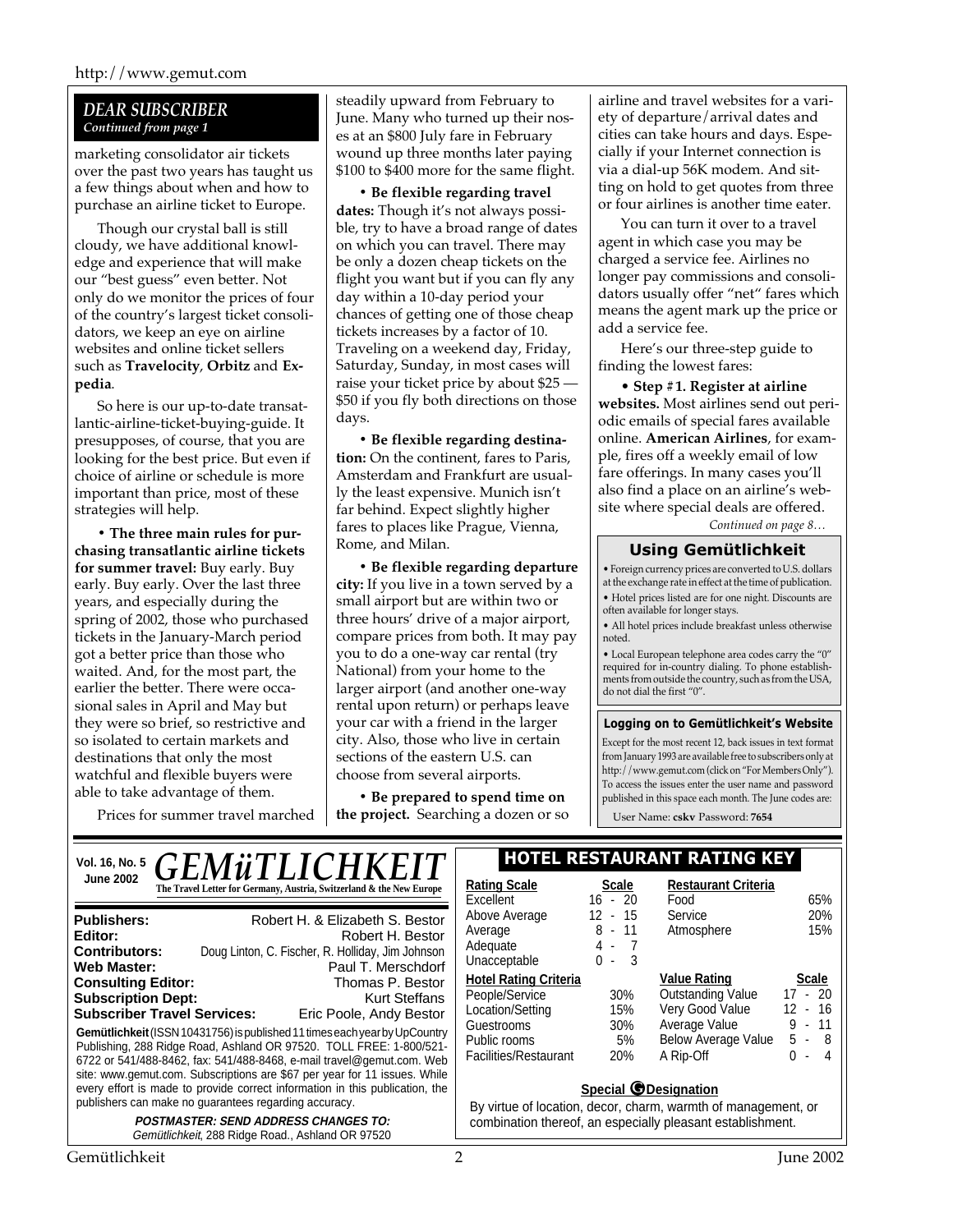## DEAR SUBSCRIBER

*Continued from page 1*

marketing consolidator air tickets over the past two years has taught us a few things about when and how to purchase an airline ticket to Europe.

Though our crystal ball is still cloudy, we have additional knowledge and experience that will make our "best guess" even better. Not only do we monitor the prices of four of the country's largest ticket consolidators, we keep an eye on airline websites and online ticket sellers such as **Travelocity**, **Orbitz** and **Expedia**.

So here is our up-to-date transatlantic-airline-ticket-buying-guide. It presupposes, of course, that you are looking for the best price. But even if choice of airline or schedule is more important than price, most of these strategies will help.

• **The three main rules for purchasing transatlantic airline tickets for summer travel:** Buy early. Buy early. Buy early. Over the last three years, and especially during the spring of 2002, those who purchased tickets in the January-March period got a better price than those who waited. And, for the most part, the earlier the better. There were occasional sales in April and May but they were so brief, so restrictive and so isolated to certain markets and destinations that only the most watchful and flexible buyers were able to take advantage of them.

Prices for summer travel marched steadily upward from February to June. Many who turned up their noses at an $800 July fare in February wound up three months later paying $100 to $400 more for the same flight.

• **Be flexible regarding travel dates:** Though it's not always possible, try to have a broad range of dates on which you can travel. There may be only a dozen cheap tickets on the flight you want but if you can fly any day within a 10-day period your chances of getting one of those cheap tickets increases by a factor of 10. Traveling on a weekend day, Friday, Saturday, Sunday, in most cases will raise your ticket price by about $25 — $50 if you fly both directions on those days.

• **Be flexible regarding destination:** On the continent, fares to Paris, Amsterdam and Frankfurt are usually the least expensive. Munich isn't far behind. Expect slightly higher fares to places like Prague, Vienna, Rome, and Milan.

• **Be flexible regarding departure city:** If you live in a town served by a small airport but are within two or three hours' drive of a major airport, compare prices from both. It may pay you to do a one-way car rental (try National) from your home to the larger airport (and another one-way rental upon return) or perhaps leave your car with a friend in the larger city. Also, those who live in certain sections of the eastern U.S. can choose from several airports.

• **Be prepared to spend time on the project.** Searching a dozen or so airline and travel websites for a variety of departure/arrival dates and cities can take hours and days. Especially if your Internet connection is via a dial-up 56K modem. And sitting on hold to get quotes from three or four airlines is another time eater.

You can turn it over to a travel agent in which case you may be charged a service fee. Airlines no longer pay commissions and consolidators usually offer "net" fares which means the agent mark up the price or add a service fee.

Here's our three-step guide to finding the lowest fares:

• **Step #1. Register at airline websites.** Most airlines send out periodic emails of special fares available online. **American Airlines**, for example, fires off a weekly email of low fare offerings. In many cases you'll also find a place on an airline's website where special deals are offered.

*Continued on page 8…*

### Using Gemütlichkeit

- Foreign currency prices are converted to U.S. dollars at the exchange rate in effect at the time of publication.
- Hotel prices listed are for one night. Discounts are often available for longer stays.
- All hotel prices include breakfast unless otherwise noted.
- Local European telephone area codes carry the "0" required for in-country dialing. To phone establishments from outside the country, such as from the USA, do not dial the first "0".

### Logging on to Gemütlichkeit's Website

Except for the most recent 12, back issues in text format from January 1993 are available free to subscribers only at http://www.gemut.com (click on "For Members Only"). To access the issues enter the user name and password published in this space each month. The June codes are:

User Name: **cskv** Password: **7654**

---

Vol. 16, No. 5 — June 2002

# GEMüTLICHKEIT

**The Travel Letter for Germany, Austria, Switzerland & the New Europe**

**Publishers:** Robert H. & Elizabeth S. Bestor
**Editor:** Robert H. Bestor
**Contributors:** Doug Linton, C. Fischer, R. Holliday, Jim Johnson
**Web Master:** Paul T. Merschdorf
**Consulting Editor:** Thomas P. Bestor
**Subscription Dept:** Kurt Steffans
**Subscriber Travel Services:** Eric Poole, Andy Bestor

**Gemütlichkeit** (ISSN 10431756) is published 11 times each year by UpCountry Publishing, 288 Ridge Road, Ashland OR 97520. TOLL FREE: 1-800/521-6722 or 541/488-8462, fax: 541/488-8468, e-mail travel@gemut.com. Web site: www.gemut.com. Subscriptions are $67 per year for 11 issues. While every effort is made to provide correct information in this publication, the publishers can make no guarantees regarding accuracy.

***POSTMASTER: SEND ADDRESS CHANGES TO:***
*Gemütlichkeit*, 288 Ridge Road., Ashland OR 97520

### HOTEL RESTAURANT RATING KEY

| Rating Scale | Scale |
|---|---|
| Excellent | 16 - 20 |
| Above Average | 12 - 15 |
| Average | 8 - 11 |
| Adequate | 4 - 7 |
| Unacceptable | 0 - 3 |

| Hotel Rating Criteria | |
|---|---|
| People/Service | 30% |
| Location/Setting | 15% |
| Guestrooms | 30% |
| Public rooms | 5% |
| Facilities/Restaurant | 20% |

| Restaurant Criteria | |
|---|---|
| Food | 65% |
| Service | 20% |
| Atmosphere | 15% |

| Value Rating | Scale |
|---|---|
| Outstanding Value | 17 - 20 |
| Very Good Value | 12 - 16 |
| Average Value | 9 - 11 |
| Below Average Value | 5 - 8 |
| A Rip-Off | 0 - 4 |

**Special G Designation**

By virtue of location, decor, charm, warmth of management, or combination thereof, an especially pleasant establishment.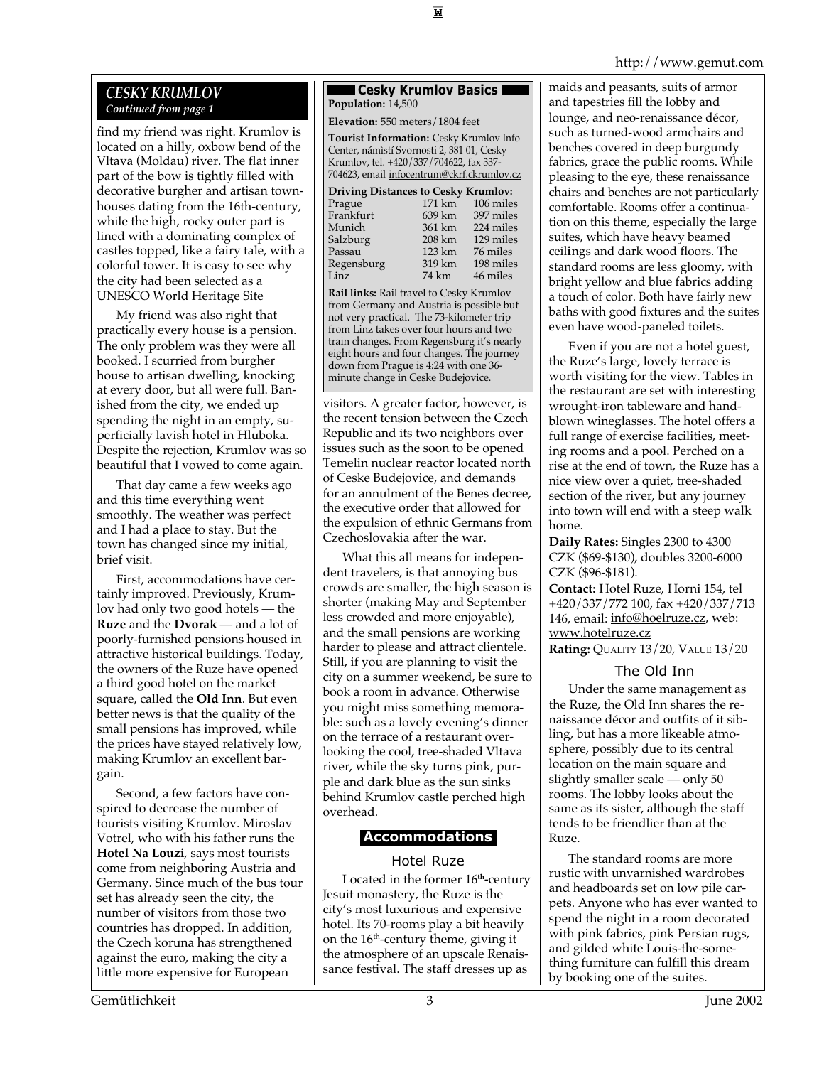## CESKY KRUMLOV

*Continued from page 1*

find my friend was right. Krumlov is located on a hilly, oxbow bend of the Vltava (Moldau) river. The flat inner part of the bow is tightly filled with decorative burgher and artisan townhouses dating from the 16th-century, while the high, rocky outer part is lined with a dominating complex of castles topped, like a fairy tale, with a colorful tower. It is easy to see why the city had been selected as a UNESCO World Heritage Site

My friend was also right that practically every house is a pension. The only problem was they were all booked. I scurried from burgher house to artisan dwelling, knocking at every door, but all were full. Banished from the city, we ended up spending the night in an empty, superficially lavish hotel in Hluboka. Despite the rejection, Krumlov was so beautiful that I vowed to come again.

That day came a few weeks ago and this time everything went smoothly. The weather was perfect and I had a place to stay. But the town has changed since my initial, brief visit.

First, accommodations have certainly improved. Previously, Krumlov had only two good hotels — the **Ruze** and the **Dvorak** — and a lot of poorly-furnished pensions housed in attractive historical buildings. Today, the owners of the Ruze have opened a third good hotel on the market square, called the **Old Inn**. But even better news is that the quality of the small pensions has improved, while the prices have stayed relatively low, making Krumlov an excellent bargain.

Second, a few factors have conspired to decrease the number of tourists visiting Krumlov. Miroslav Votrel, who with his father runs the **Hotel Na Louzi**, says most tourists come from neighboring Austria and Germany. Since much of the bus tour set has already seen the city, the number of visitors from those two countries has dropped. In addition, the Czech koruna has strengthened against the euro, making the city a little more expensive for European visitors. A greater factor, however, is the recent tension between the Czech Republic and its two neighbors over issues such as the soon to be opened Temelin nuclear reactor located north of Ceske Budejovice, and demands for an annulment of the Benes decree, the executive order that allowed for the expulsion of ethnic Germans from Czechoslovakia after the war.

What this all means for independent travelers, is that annoying bus crowds are smaller, the high season is shorter (making May and September less crowded and more enjoyable), and the small pensions are working harder to please and attract clientele. Still, if you are planning to visit the city on a summer weekend, be sure to book a room in advance. Otherwise you might miss something memorable: such as a lovely evening's dinner on the terrace of a restaurant overlooking the cool, tree-shaded Vltava river, while the sky turns pink, purple and dark blue as the sun sinks behind Krumlov castle perched high overhead.

### Cesky Krumlov Basics

**Population:** 14,500

**Elevation:** 550 meters/1804 feet

**Tourist Information:** Cesky Krumlov Info Center, námìstí Svornosti 2, 381 01, Cesky Krumlov, tel. +420/337/704622, fax 337-704623, email infocentrum@ckrf.ckrumlov.cz

**Driving Distances to Cesky Krumlov:**

| | | |
|---|---|---|
| Prague | 171 km | 106 miles |
| Frankfurt | 639 km | 397 miles |
| Munich | 361 km | 224 miles |
| Salzburg | 208 km | 129 miles |
| Passau | 123 km | 76 miles |
| Regensburg | 319 km | 198 miles |
| Linz | 74 km | 46 miles |

**Rail links:** Rail travel to Cesky Krumlov from Germany and Austria is possible but not very practical. The 73-kilometer trip from Linz takes over four hours and two train changes. From Regensburg it's nearly eight hours and four changes. The journey down from Prague is 4:24 with one 36-minute change in Ceske Budejovice.

## Accommodations

### Hotel Ruze

Located in the former 16th-century Jesuit monastery, the Ruze is the city's most luxurious and expensive hotel. Its 70-rooms play a bit heavily on the 16th-century theme, giving it the atmosphere of an upscale Renaissance festival. The staff dresses up as maids and peasants, suits of armor and tapestries fill the lobby and lounge, and neo-renaissance décor, such as turned-wood armchairs and benches covered in deep burgundy fabrics, grace the public rooms. While pleasing to the eye, these renaissance chairs and benches are not particularly comfortable. Rooms offer a continuation on this theme, especially the large suites, which have heavy beamed ceilings and dark wood floors. The standard rooms are less gloomy, with bright yellow and blue fabrics adding a touch of color. Both have fairly new baths with good fixtures and the suites even have wood-paneled toilets.

Even if you are not a hotel guest, the Ruze's large, lovely terrace is worth visiting for the view. Tables in the restaurant are set with interesting wrought-iron tableware and hand-blown wineglasses. The hotel offers a full range of exercise facilities, meeting rooms and a pool. Perched on a rise at the end of town, the Ruze has a nice view over a quiet, tree-shaded section of the river, but any journey into town will end with a steep walk home.

**Daily Rates:** Singles 2300 to 4300 CZK ($69-$130), doubles 3200-6000 CZK ($96-$181).

**Contact:** Hotel Ruze, Horni 154, tel +420/337/772 100, fax +420/337/713 146, email: info@hoelruze.cz, web: www.hotelruze.cz

**Rating:** QUALITY 13/20, VALUE 13/20

### The Old Inn

Under the same management as the Ruze, the Old Inn shares the renaissance décor and outfits of it sibling, but has a more likeable atmosphere, possibly due to its central location on the main square and slightly smaller scale — only 50 rooms. The lobby looks about the same as its sister, although the staff tends to be friendlier than at the Ruze.

The standard rooms are more rustic with unvarnished wardrobes and headboards set on low pile carpets. Anyone who has ever wanted to spend the night in a room decorated with pink fabrics, pink Persian rugs, and gilded white Louis-the-something furniture can fulfill this dream by booking one of the suites.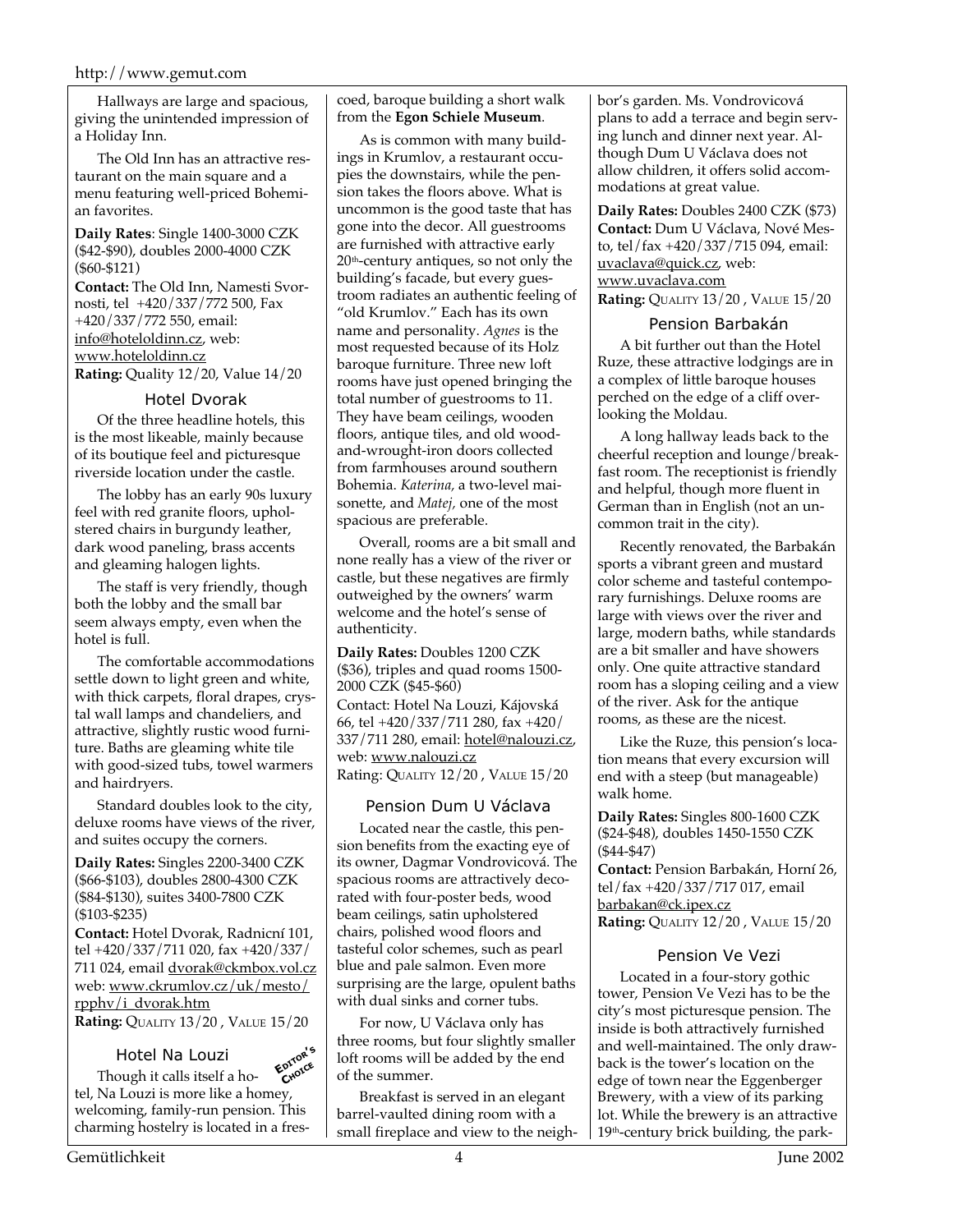Hallways are large and spacious, giving the unintended impression of a Holiday Inn.

The Old Inn has an attractive restaurant on the main square and a menu featuring well-priced Bohemian favorites.

**Daily Rates**: Single 1400-3000 CZK ($42-$90), doubles 2000-4000 CZK ($60-$121)

**Contact:** The Old Inn, Namesti Svornosti, tel +420/337/772 500, Fax +420/337/772 550, email: info@hoteloldinn.cz, web: www.hoteloldinn.cz

**Rating:** Quality 12/20, Value 14/20

### Hotel Dvorak

Of the three headline hotels, this is the most likeable, mainly because of its boutique feel and picturesque riverside location under the castle.

The lobby has an early 90s luxury feel with red granite floors, upholstered chairs in burgundy leather, dark wood paneling, brass accents and gleaming halogen lights.

The staff is very friendly, though both the lobby and the small bar seem always empty, even when the hotel is full.

The comfortable accommodations settle down to light green and white, with thick carpets, floral drapes, crystal wall lamps and chandeliers, and attractive, slightly rustic wood furniture. Baths are gleaming white tile with good-sized tubs, towel warmers and hairdryers.

Standard doubles look to the city, deluxe rooms have views of the river, and suites occupy the corners.

**Daily Rates:** Singles 2200-3400 CZK ($66-$103), doubles 2800-4300 CZK ($84-$130), suites 3400-7800 CZK ($103-$235)

**Contact:** Hotel Dvorak, Radnicní 101, tel +420/337/711 020, fax +420/337/711 024, email dvorak@ckmbox.vol.cz web: www.ckrumlov.cz/uk/mesto/rpphv/i_dvorak.htm

**Rating:** Quality 13/20 , Value 15/20

### Hotel Na Louzi

Editor's Choice

Though it calls itself a hotel, Na Louzi is more like a homey, welcoming, family-run pension. This charming hostelry is located in a frescoed, baroque building a short walk from the **Egon Schiele Museum**.

As is common with many buildings in Krumlov, a restaurant occupies the downstairs, while the pension takes the floors above. What is uncommon is the good taste that has gone into the decor. All guestrooms are furnished with attractive early 20th-century antiques, so not only the building's facade, but every guestroom radiates an authentic feeling of "old Krumlov." Each has its own name and personality. *Agnes* is the most requested because of its Holz baroque furniture. Three new loft rooms have just opened bringing the total number of guestrooms to 11. They have beam ceilings, wooden floors, antique tiles, and old wood-and-wrought-iron doors collected from farmhouses around southern Bohemia. *Katerina,* a two-level maisonette, and *Matej,* one of the most spacious are preferable.

Overall, rooms are a bit small and none really has a view of the river or castle, but these negatives are firmly outweighed by the owners' warm welcome and the hotel's sense of authenticity.

**Daily Rates:** Doubles 1200 CZK ($36), triples and quad rooms 1500-2000 CZK ($45-$60)

Contact: Hotel Na Louzi, Kájovská 66, tel +420/337/711 280, fax +420/337/711 280, email: hotel@nalouzi.cz, web: www.nalouzi.cz

Rating: Quality 12/20 , Value 15/20

### Pension Dum U Václava

Located near the castle, this pension benefits from the exacting eye of its owner, Dagmar Vondrovicová. The spacious rooms are attractively decorated with four-poster beds, wood beam ceilings, satin upholstered chairs, polished wood floors and tasteful color schemes, such as pearl blue and pale salmon. Even more surprising are the large, opulent baths with dual sinks and corner tubs.

For now, U Václava only has three rooms, but four slightly smaller loft rooms will be added by the end of the summer.

Breakfast is served in an elegant barrel-vaulted dining room with a small fireplace and view to the neighbor's garden. Ms. Vondrovicová plans to add a terrace and begin serving lunch and dinner next year. Although Dum U Václava does not allow children, it offers solid accommodations at great value.

**Daily Rates:** Doubles 2400 CZK ($73)

**Contact:** Dum U Václava, Nové Mesto, tel/fax +420/337/715 094, email: uvaclava@quick.cz, web: www.uvaclava.com

**Rating:** Quality 13/20 , Value 15/20

### Pension Barbakán

A bit further out than the Hotel Ruze, these attractive lodgings are in a complex of little baroque houses perched on the edge of a cliff overlooking the Moldau.

A long hallway leads back to the cheerful reception and lounge/breakfast room. The receptionist is friendly and helpful, though more fluent in German than in English (not an uncommon trait in the city).

Recently renovated, the Barbakán sports a vibrant green and mustard color scheme and tasteful contemporary furnishings. Deluxe rooms are large with views over the river and large, modern baths, while standards are a bit smaller and have showers only. One quite attractive standard room has a sloping ceiling and a view of the river. Ask for the antique rooms, as these are the nicest.

Like the Ruze, this pension's location means that every excursion will end with a steep (but manageable) walk home.

**Daily Rates:** Singles 800-1600 CZK ($24-$48), doubles 1450-1550 CZK ($44-$47)

**Contact:** Pension Barbakán, Horní 26, tel/fax +420/337/717 017, email barbakan@ck.ipex.cz

**Rating:** Quality 12/20 , Value 15/20

### Pension Ve Vezi

Located in a four-story gothic tower, Pension Ve Vezi has to be the city's most picturesque pension. The inside is both attractively furnished and well-maintained. The only drawback is the tower's location on the edge of town near the Eggenberger Brewery, with a view of its parking lot. While the brewery is an attractive 19th-century brick building, the park-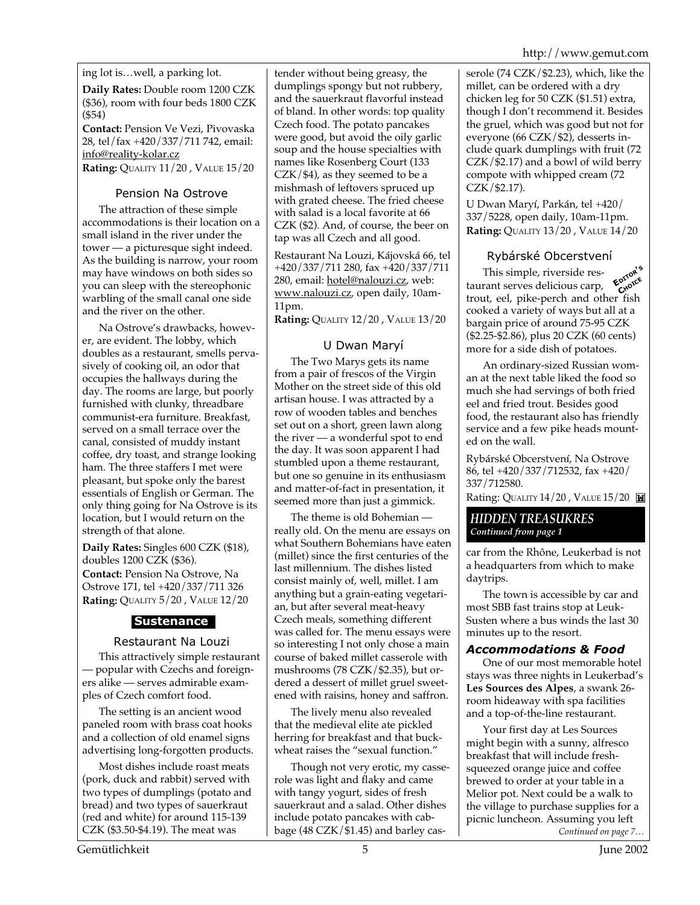ing lot is…well, a parking lot.

**Daily Rates:** Double room 1200 CZK ($36), room with four beds 1800 CZK ($54)

**Contact:** Pension Ve Vezi, Pivovaska 28, tel/fax +420/337/711 742, email: info@reality-kolar.cz

**Rating:** QUALITY 11/20 , VALUE 15/20

### Pension Na Ostrove

The attraction of these simple accommodations is their location on a small island in the river under the tower — a picturesque sight indeed. As the building is narrow, your room may have windows on both sides so you can sleep with the stereophonic warbling of the small canal one side and the river on the other.

Na Ostrove's drawbacks, however, are evident. The lobby, which doubles as a restaurant, smells pervasively of cooking oil, an odor that occupies the hallways during the day. The rooms are large, but poorly furnished with clunky, threadbare communist-era furniture. Breakfast, served on a small terrace over the canal, consisted of muddy instant coffee, dry toast, and strange looking ham. The three staffers I met were pleasant, but spoke only the barest essentials of English or German. The only thing going for Na Ostrove is its location, but I would return on the strength of that alone.

**Daily Rates:** Singles 600 CZK ($18), doubles 1200 CZK ($36).

**Contact:** Pension Na Ostrove, Na Ostrove 171, tel +420/337/711 326

**Rating:** QUALITY 5/20 , VALUE 12/20

## Sustenance

### Restaurant Na Louzi

This attractively simple restaurant — popular with Czechs and foreigners alike — serves admirable examples of Czech comfort food.

The setting is an ancient wood paneled room with brass coat hooks and a collection of old enamel signs advertising long-forgotten products.

Most dishes include roast meats (pork, duck and rabbit) served with two types of dumplings (potato and bread) and two types of sauerkraut (red and white) for around 115-139 CZK ($3.50-$4.19). The meat was tender without being greasy, the dumplings spongy but not rubbery, and the sauerkraut flavorful instead of bland. In other words: top quality Czech food. The potato pancakes were good, but avoid the oily garlic soup and the house specialties with names like Rosenberg Court (133 CZK/$4), as they seemed to be a mishmash of leftovers spruced up with grated cheese. The fried cheese with salad is a local favorite at 66 CZK ($2). And, of course, the beer on tap was all Czech and all good.

Restaurant Na Louzi, Kájovská 66, tel +420/337/711 280, fax +420/337/711 280, email: hotel@nalouzi.cz, web: www.nalouzi.cz, open daily, 10am-11pm.

**Rating:** QUALITY 12/20 , VALUE 13/20

### U Dwan Maryí

The Two Marys gets its name from a pair of frescos of the Virgin Mother on the street side of this old artisan house. I was attracted by a row of wooden tables and benches set out on a short, green lawn along the river — a wonderful spot to end the day. It was soon apparent I had stumbled upon a theme restaurant, but one so genuine in its enthusiasm and matter-of-fact in presentation, it seemed more than just a gimmick.

The theme is old Bohemian — really old. On the menu are essays on what Southern Bohemians have eaten (millet) since the first centuries of the last millennium. The dishes listed consist mainly of, well, millet. I am anything but a grain-eating vegetarian, but after several meat-heavy Czech meals, something different was called for. The menu essays were so interesting I not only chose a main course of baked millet casserole with mushrooms (78 CZK/$2.35), but ordered a dessert of millet gruel sweetened with raisins, honey and saffron.

The lively menu also revealed that the medieval elite ate pickled herring for breakfast and that buckwheat raises the "sexual function."

Though not very erotic, my casserole was light and flaky and came with tangy yogurt, sides of fresh sauerkraut and a salad. Other dishes include potato pancakes with cabbage (48 CZK/$1.45) and barley casserole (74 CZK/$2.23), which, like the millet, can be ordered with a dry chicken leg for 50 CZK ($1.51) extra, though I don't recommend it. Besides the gruel, which was good but not for everyone (66 CZK/$2), desserts include quark dumplings with fruit (72 CZK/$2.17) and a bowl of wild berry compote with whipped cream (72 CZK/$2.17).

U Dwan Maryí, Parkán, tel +420/337/5228, open daily, 10am-11pm.

**Rating:** QUALITY 13/20 , VALUE 14/20

### Rybárské Obcerstvení

EDITOR'S CHOICE

This simple, riverside restaurant serves delicious carp, trout, eel, pike-perch and other fish cooked a variety of ways but all at a bargain price of around 75-95 CZK ($2.25-$2.86), plus 20 CZK (60 cents) more for a side dish of potatoes.

An ordinary-sized Russian woman at the next table liked the food so much she had servings of both fried eel and fried trout. Besides good food, the restaurant also has friendly service and a few pike heads mounted on the wall.

Rybárské Obcerstvení, Na Ostrove 86, tel +420/337/712532, fax +420/337/712580.

Rating: QUALITY 14/20 , VALUE 15/20

## *HIDDEN TREASUKRES*

*Continued from page 1*

car from the Rhône, Leukerbad is not a headquarters from which to make daytrips.

The town is accessible by car and most SBB fast trains stop at Leuk-Susten where a bus winds the last 30 minutes up to the resort.

### *Accommodations & Food*

One of our most memorable hotel stays was three nights in Leukerbad's **Les Sources des Alpes**, a swank 26-room hideaway with spa facilities and a top-of-the-line restaurant.

Your first day at Les Sources might begin with a sunny, alfresco breakfast that will include fresh-squeezed orange juice and coffee brewed to order at your table in a Melior pot. Next could be a walk to the village to purchase supplies for a picnic luncheon. Assuming you left

*Continued on page 7…*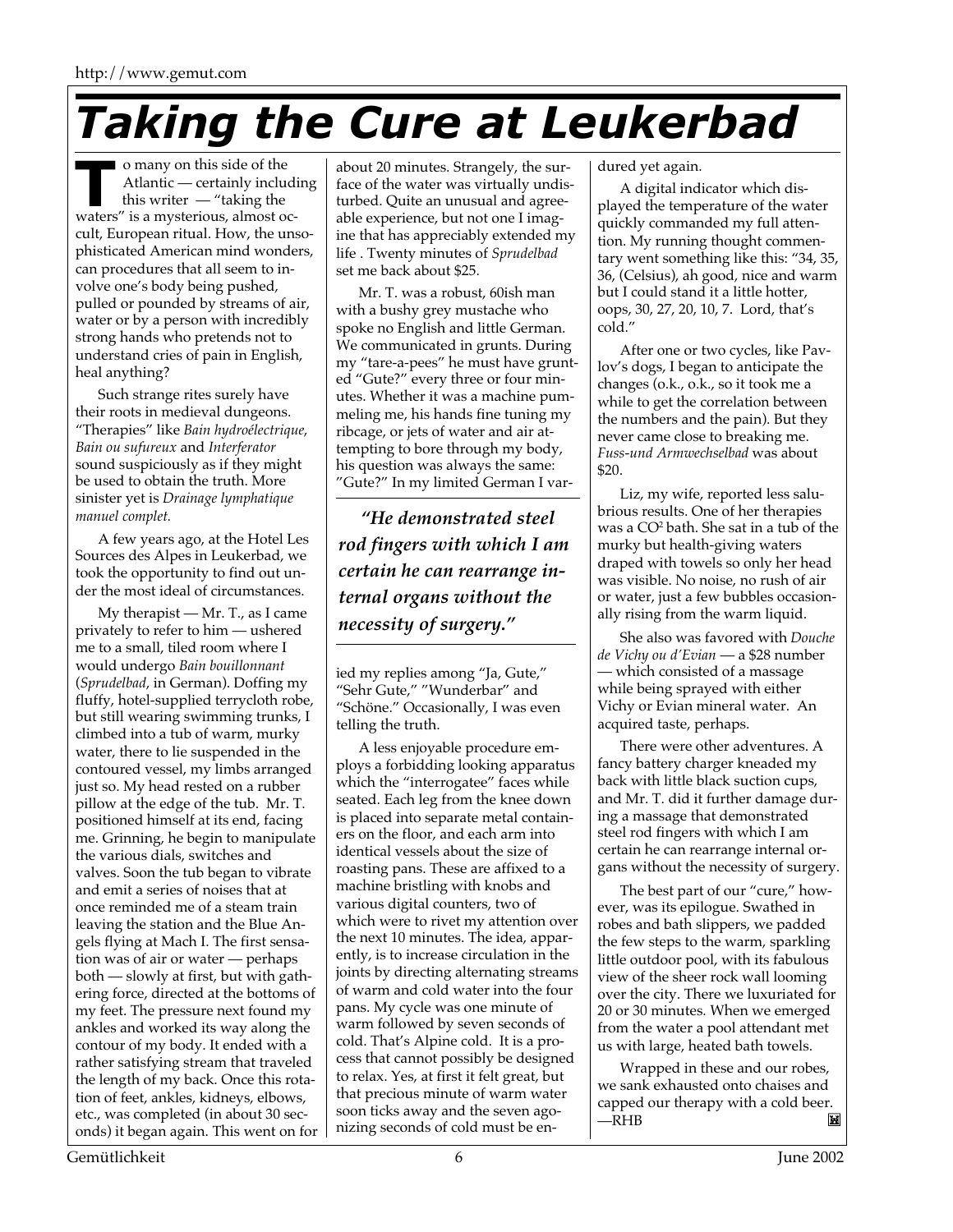# Taking the Cure at Leukerbad

To many on this side of the Atlantic — certainly including this writer — "taking the waters" is a mysterious, almost occult, European ritual. How, the unsophisticated American mind wonders, can procedures that all seem to involve one's body being pushed, pulled or pounded by streams of air, water or by a person with incredibly strong hands who pretends not to understand cries of pain in English, heal anything?

Such strange rites surely have their roots in medieval dungeons. "Therapies" like *Bain hydroélectrique*, *Bain ou sufureux* and *Interferator* sound suspiciously as if they might be used to obtain the truth. More sinister yet is *Drainage lymphatique manuel complet*.

A few years ago, at the Hotel Les Sources des Alpes in Leukerbad, we took the opportunity to find out under the most ideal of circumstances.

My therapist — Mr. T., as I came privately to refer to him — ushered me to a small, tiled room where I would undergo *Bain bouillonnant* (*Sprudelbad*, in German). Doffing my fluffy, hotel-supplied terrycloth robe, but still wearing swimming trunks, I climbed into a tub of warm, murky water, there to lie suspended in the contoured vessel, my limbs arranged just so. My head rested on a rubber pillow at the edge of the tub. Mr. T. positioned himself at its end, facing me. Grinning, he begin to manipulate the various dials, switches and valves. Soon the tub began to vibrate and emit a series of noises that at once reminded me of a steam train leaving the station and the Blue Angels flying at Mach I. The first sensation was of air or water — perhaps both — slowly at first, but with gathering force, directed at the bottoms of my feet. The pressure next found my ankles and worked its way along the contour of my body. It ended with a rather satisfying stream that traveled the length of my back. Once this rotation of feet, ankles, kidneys, elbows, etc., was completed (in about 30 seconds) it began again. This went on for about 20 minutes. Strangely, the surface of the water was virtually undisturbed. Quite an unusual and agreeable experience, but not one I imagine that has appreciably extended my life . Twenty minutes of *Sprudelbad* set me back about $25.

Mr. T. was a robust, 60ish man with a bushy grey mustache who spoke no English and little German. We communicated in grunts. During my "tare-a-pees" he must have grunted "Gute?" every three or four minutes. Whether it was a machine pummeling me, his hands fine tuning my ribcage, or jets of water and air attempting to bore through my body, his question was always the same: "Gute?" In my limited German I varied my replies among "Ja, Gute," "Sehr Gute," "Wunderbar" and "Schöne." Occasionally, I was even telling the truth.

> ***"He demonstrated steel rod fingers with which I am certain he can rearrange internal organs without the necessity of surgery."***

A less enjoyable procedure employs a forbidding looking apparatus which the "interrogatee" faces while seated. Each leg from the knee down is placed into separate metal containers on the floor, and each arm into identical vessels about the size of roasting pans. These are affixed to a machine bristling with knobs and various digital counters, two of which were to rivet my attention over the next 10 minutes. The idea, apparently, is to increase circulation in the joints by directing alternating streams of warm and cold water into the four pans. My cycle was one minute of warm followed by seven seconds of cold. That's Alpine cold. It is a process that cannot possibly be designed to relax. Yes, at first it felt great, but that precious minute of warm water soon ticks away and the seven agonizing seconds of cold must be endured yet again.

A digital indicator which displayed the temperature of the water quickly commanded my full attention. My running thought commentary went something like this: "34, 35, 36, (Celsius), ah good, nice and warm but I could stand it a little hotter, oops, 30, 27, 20, 10, 7. Lord, that's cold."

After one or two cycles, like Pavlov's dogs, I began to anticipate the changes (o.k., o.k., so it took me a while to get the correlation between the numbers and the pain). But they never came close to breaking me. *Fuss-und Armwechselbad* was about $20.

Liz, my wife, reported less salubrious results. One of her therapies was a $CO^2$ bath. She sat in a tub of the murky but health-giving waters draped with towels so only her head was visible. No noise, no rush of air or water, just a few bubbles occasionally rising from the warm liquid.

She also was favored with *Douche de Vichy ou d'Evian* — a $28 number — which consisted of a massage while being sprayed with either Vichy or Evian mineral water. An acquired taste, perhaps.

There were other adventures. A fancy battery charger kneaded my back with little black suction cups, and Mr. T. did it further damage during a massage that demonstrated steel rod fingers with which I am certain he can rearrange internal organs without the necessity of surgery.

The best part of our "cure," however, was its epilogue. Swathed in robes and bath slippers, we padded the few steps to the warm, sparkling little outdoor pool, with its fabulous view of the sheer rock wall looming over the city. There we luxuriated for 20 or 30 minutes. When we emerged from the water a pool attendant met us with large, heated bath towels.

Wrapped in these and our robes, we sank exhausted onto chaises and capped our therapy with a cold beer.
—RHB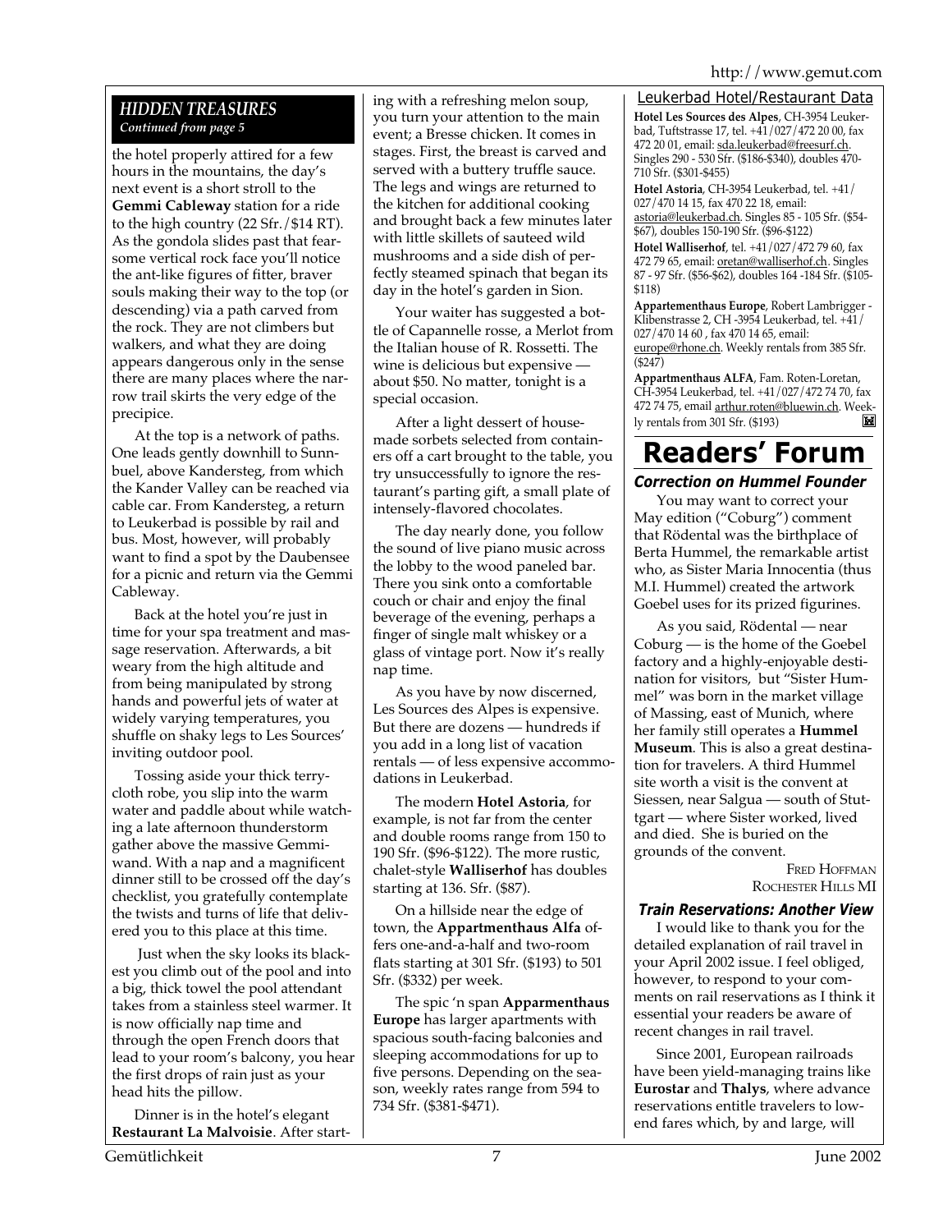*HIDDEN TREASURES*
*Continued from page 5*

the hotel properly attired for a few hours in the mountains, the day's next event is a short stroll to the **Gemmi Cableway** station for a ride to the high country (22 Sfr./$14 RT). As the gondola slides past that fearsome vertical rock face you'll notice the ant-like figures of fitter, braver souls making their way to the top (or descending) via a path carved from the rock. They are not climbers but walkers, and what they are doing appears dangerous only in the sense there are many places where the narrow trail skirts the very edge of the precipice.

At the top is a network of paths. One leads gently downhill to Sunnbuel, above Kandersteg, from which the Kander Valley can be reached via cable car. From Kandersteg, a return to Leukerbad is possible by rail and bus. Most, however, will probably want to find a spot by the Daubensee for a picnic and return via the Gemmi Cableway.

Back at the hotel you're just in time for your spa treatment and massage reservation. Afterwards, a bit weary from the high altitude and from being manipulated by strong hands and powerful jets of water at widely varying temperatures, you shuffle on shaky legs to Les Sources' inviting outdoor pool.

Tossing aside your thick terrycloth robe, you slip into the warm water and paddle about while watching a late afternoon thunderstorm gather above the massive Gemmiwand. With a nap and a magnificent dinner still to be crossed off the day's checklist, you gratefully contemplate the twists and turns of life that delivered you to this place at this time.

Just when the sky looks its blackest you climb out of the pool and into a big, thick towel the pool attendant takes from a stainless steel warmer. It is now officially nap time and through the open French doors that lead to your room's balcony, you hear the first drops of rain just as your head hits the pillow.

Dinner is in the hotel's elegant **Restaurant La Malvoisie**. After starting with a refreshing melon soup, you turn your attention to the main event; a Bresse chicken. It comes in stages. First, the breast is carved and served with a buttery truffle sauce. The legs and wings are returned to the kitchen for additional cooking and brought back a few minutes later with little skillets of sauteed wild mushrooms and a side dish of perfectly steamed spinach that began its day in the hotel's garden in Sion.

Your waiter has suggested a bottle of Capannelle rosse, a Merlot from the Italian house of R. Rossetti. The wine is delicious but expensive — about $50. No matter, tonight is a special occasion.

After a light dessert of housemade sorbets selected from containers off a cart brought to the table, you try unsuccessfully to ignore the restaurant's parting gift, a small plate of intensely-flavored chocolates.

The day nearly done, you follow the sound of live piano music across the lobby to the wood paneled bar. There you sink onto a comfortable couch or chair and enjoy the final beverage of the evening, perhaps a finger of single malt whiskey or a glass of vintage port. Now it's really nap time.

As you have by now discerned, Les Sources des Alpes is expensive. But there are dozens — hundreds if you add in a long list of vacation rentals — of less expensive accommodations in Leukerbad.

The modern **Hotel Astoria**, for example, is not far from the center and double rooms range from 150 to 190 Sfr. ($96-$122). The more rustic, chalet-style **Walliserhof** has doubles starting at 136. Sfr. ($87).

On a hillside near the edge of town, the **Appartmenthaus Alfa** offers one-and-a-half and two-room flats starting at 301 Sfr. ($193) to 501 Sfr. ($332) per week.

The spic 'n span **Apparmenthaus Europe** has larger apartments with spacious south-facing balconies and sleeping accommodations for up to five persons. Depending on the season, weekly rates range from 594 to 734 Sfr. ($381-$471).

## Leukerbad Hotel/Restaurant Data

**Hotel Les Sources des Alpes**, CH-3954 Leukerbad, Tuftstrasse 17, tel. +41/027/472 20 00, fax 472 20 01, email: sda.leukerbad@freesurf.ch. Singles 290 - 530 Sfr. ($186-$340), doubles 470-710 Sfr. ($301-$455)

**Hotel Astoria**, CH-3954 Leukerbad, tel. +41/027/470 14 15, fax 470 22 18, email: astoria@leukerbad.ch. Singles 85 - 105 Sfr. ($54-$67), doubles 150-190 Sfr. ($96-$122)

**Hotel Walliserhof**, tel. +41/027/472 79 60, fax 472 79 65, email: oretan@walliserhof.ch. Singles 87 - 97 Sfr. ($56-$62), doubles 164 -184 Sfr. ($105-$118)

**Appartementhaus Europe**, Robert Lambrigger - Klibenstrasse 2, CH -3954 Leukerbad, tel. +41/027/470 14 60 , fax 470 14 65, email: europe@rhone.ch. Weekly rentals from 385 Sfr. ($247)

**Appartmenthaus ALFA**, Fam. Roten-Loretan, CH-3954 Leukerbad, tel. +41/027/472 74 70, fax 472 74 75, email arthur.roten@bluewin.ch. Weekly rentals from 301 Sfr. ($193)

# Readers' Forum

### Correction on Hummel Founder

You may want to correct your May edition ("Coburg") comment that Rödental was the birthplace of Berta Hummel, the remarkable artist who, as Sister Maria Innocentia (thus M.I. Hummel) created the artwork Goebel uses for its prized figurines.

As you said, Rödental — near Coburg — is the home of the Goebel factory and a highly-enjoyable destination for visitors, but "Sister Hummel" was born in the market village of Massing, east of Munich, where her family still operates a **Hummel Museum**. This is also a great destination for travelers. A third Hummel site worth a visit is the convent at Siessen, near Salgua — south of Stuttgart — where Sister worked, lived and died. She is buried on the grounds of the convent.

FRED HOFFMAN
ROCHESTER HILLS MI

### Train Reservations: Another View

I would like to thank you for the detailed explanation of rail travel in your April 2002 issue. I feel obliged, however, to respond to your comments on rail reservations as I think it essential your readers be aware of recent changes in rail travel.

Since 2001, European railroads have been yield-managing trains like **Eurostar** and **Thalys**, where advance reservations entitle travelers to low-end fares which, by and large, will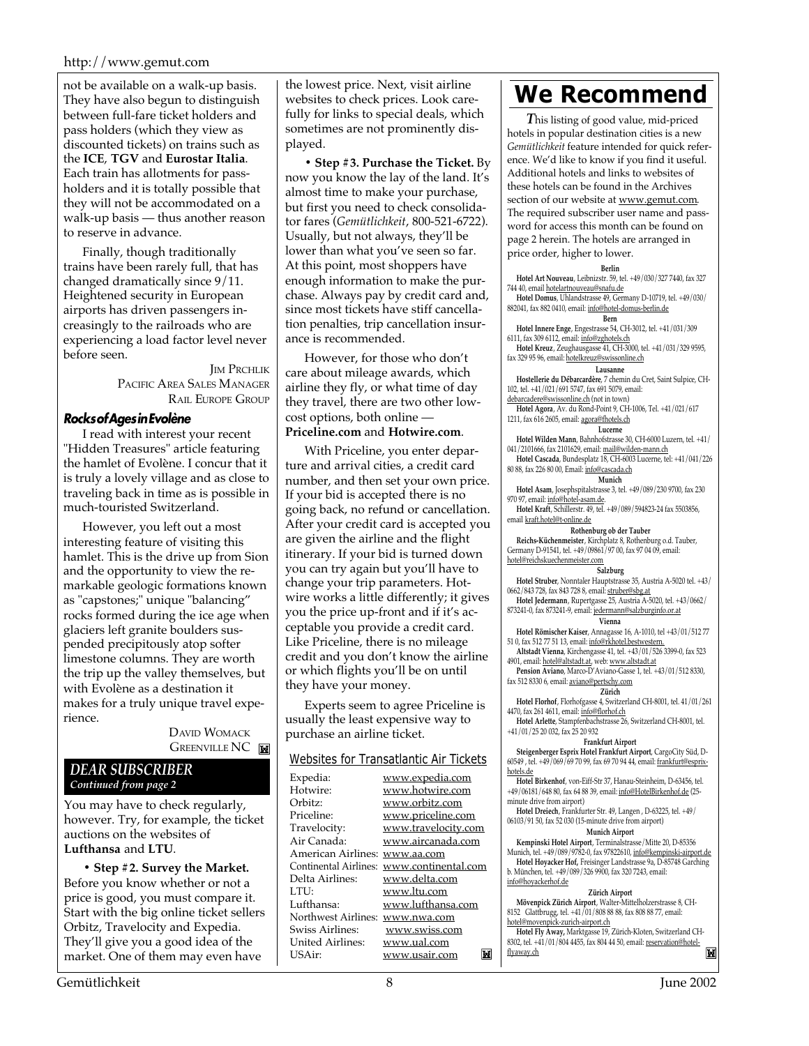not be available on a walk-up basis. They have also begun to distinguish between full-fare ticket holders and pass holders (which they view as discounted tickets) on trains such as the **ICE**, **TGV** and **Eurostar Italia**. Each train has allotments for pass-holders and it is totally possible that they will not be accommodated on a walk-up basis — thus another reason to reserve in advance.

Finally, though traditionally trains have been rarely full, that has changed dramatically since 9/11. Heightened security in European airports has driven passengers increasingly to the railroads who are experiencing a load factor level never before seen.

JIM PRCHLIK
PACIFIC AREA SALES MANAGER
RAIL EUROPE GROUP

### *Rocks of Ages in Evolène*

I read with interest your recent "Hidden Treasures" article featuring the hamlet of Evolène. I concur that it is truly a lovely village and as close to traveling back in time as is possible in much-touristed Switzerland.

However, you left out a most interesting feature of visiting this hamlet. This is the drive up from Sion and the opportunity to view the remarkable geologic formations known as "capstones;" unique "balancing" rocks formed during the ice age when glaciers left granite boulders suspended precipitously atop softer limestone columns. They are worth the trip up the valley themselves, but with Evolène as a destination it makes for a truly unique travel experience.

DAVID WOMACK
GREENVILLE NC

### *DEAR SUBSCRIBER*
*Continued from page 2*

You may have to check regularly, however. Try, for example, the ticket auctions on the websites of **Lufthansa** and **LTU**.

• **Step #2. Survey the Market.** Before you know whether or not a price is good, you must compare it. Start with the big online ticket sellers Orbitz, Travelocity and Expedia. They'll give you a good idea of the market. One of them may even have the lowest price. Next, visit airline websites to check prices. Look carefully for links to special deals, which sometimes are not prominently displayed.

• **Step #3. Purchase the Ticket.** By now you know the lay of the land. It's almost time to make your purchase, but first you need to check consolidator fares (*Gemütlichkeit*, 800-521-6722). Usually, but not always, they'll be lower than what you've seen so far. At this point, most shoppers have enough information to make the purchase. Always pay by credit card and, since most tickets have stiff cancellation penalties, trip cancellation insurance is recommended.

However, for those who don't care about mileage awards, which airline they fly, or what time of day they travel, there are two other low-cost options, both online — **Priceline.com** and **Hotwire.com**.

With Priceline, you enter departure and arrival cities, a credit card number, and then set your own price. If your bid is accepted there is no going back, no refund or cancellation. After your credit card is accepted you are given the airline and the flight itinerary. If your bid is turned down you can try again but you'll have to change your trip parameters. Hotwire works a little differently; it gives you the price up-front and if it's acceptable you provide a credit card. Like Priceline, there is no mileage credit and you don't know the airline or which flights you'll be on until they have your money.

Experts seem to agree Priceline is usually the least expensive way to purchase an airline ticket.

### Websites for Transatlantic Air Tickets

| | |
|---|---|
| Expedia: | www.expedia.com |
| Hotwire: | www.hotwire.com |
| Orbitz: | www.orbitz.com |
| Priceline: | www.priceline.com |
| Travelocity: | www.travelocity.com |
| Air Canada: | www.aircanada.com |
| American Airlines: | www.aa.com |
| Continental Airlines: | www.continental.com |
| Delta Airlines: | www.delta.com |
| LTU: | www.ltu.com |
| Lufthansa: | www.lufthansa.com |
| Northwest Airlines: | www.nwa.com |
| Swiss Airlines: | www.swiss.com |
| United Airlines: | www.ual.com |
| USAir: | www.usair.com |

# We Recommend

*This listing of good value, mid-priced hotels in popular destination cities is a new *Gemütlichkeit* feature intended for quick reference. We'd like to know if you find it useful. Additional hotels and links to websites of these hotels can be found in the Archives section of our website at www.gemut.com. The required subscriber user name and password for access this month can be found on page 2 herein. The hotels are arranged in price order, higher to lower.*

**Berlin**

**Hotel Art Nouveau**, Leibnizstr. 59, tel. +49/030/327 7440, fax 327 744 40, email hotelartnouveau@snafu.de

**Hotel Domus**, Uhlandstrasse 49, Germany D-10719, tel. +49/030/882041, fax 882 0410, email: info@hotel-domus-berlin.de

**Bern**

**Hotel Innere Enge**, Engestrasse 54, CH-3012, tel. +41/031/309 6111, fax 309 6112, email: info@zghotels.ch

**Hotel Kreuz**, Zeughausgasse 41, CH-3000, tel. +41/031/329 9595, fax 329 95 96, email: hotelkreuz@swissonline.ch

**Lausanne**

**Hostellerie du Débarcardère**, 7 chemin du Cret, Saint Sulpice, CH-102, tel. +41/021/691 5747, fax 691 5079, email: debarcadere@swissonline.ch (not in town)

**Hotel Agora**, Av. du Rond-Point 9, CH-1006, Tel. +41/021/617 1211, fax 616 2605, email: agora@fhotels.ch

**Lucerne**

**Hotel Wilden Mann**, Bahnhofstrasse 30, CH-6000 Luzern, tel. +41/041/2101666, fax 2101629, email: mail@wilden-mann.ch

**Hotel Cascada**, Bundesplatz 18, CH-6003 Lucerne, tel: +41/041/226 80 88, fax 226 80 00, Email: info@cascada.ch

**Munich**

**Hotel Asam**, Josephspitalstrasse 3, tel. +49/089/230 9700, fax 230 970 97, email: info@hotel-asam.de.

**Hotel Kraft**, Schillerstr. 49, tel. +49/089/594823-24 fax 5503856, email kraft.hotel@t-online.de

**Rothenburg ob der Tauber**

**Reichs-Küchenmeister**, Kirchplatz 8, Rothenburg o.d. Tauber, Germany D-91541, tel. +49/09861/97 00, fax 97 04 09, email: hotel@reichskuechenmeister.com

**Salzburg**

**Hotel Struber**, Nonntaler Hauptstrasse 35, Austria A-5020 tel. +43/0662/843 728, fax 843 728 8, email: struber@sbg.at

**Hotel Jedermann**, Rupertgasse 25, Austria A-5020, tel. +43/0662/873241-0, fax 873241-9, email: jedermann@salzburginfo.or.at

**Vienna**

**Hotel Römischer Kaiser**, Annagasse 16, A-1010, tel +43/01/512 77 51 0, fax 512 77 51 13, email: info@rkhotel.bestwestern.

**Altstadt Vienna**, Kirchengasse 41, tel. +43/01/526 3399-0, fax 523 4901, email: hotel@altstadt.at, web: www.altstadt.at

**Pension Aviano**, Marco-D'Aviano-Gasse 1, tel. +43/01/512 8330, fax 512 8330 6, email: aviano@pertschy.com

**Zürich**

**Hotel Florhof**, Florhofgasse 4, Switzerland CH-8001, tel. 41/01/261 4470, fax 261 4611, email: info@florhof.ch

**Hotel Arlette**, Stampfenbachstrasse 26, Switzerland CH-8001, tel. +41/01/25 20 032, fax 25 20 932

**Frankfurt Airport**

**Steigenberger Esprix Hotel Frankfurt Airport**, CargoCity Süd, D-60549 , tel. +49/069/69 70 99, fax 69 70 94 44, email: frankfurt@esprix-hotels.de

**Hotel Birkenhof**, von-Eiff-Str 37, Hanau-Steinheim, D-63456, tel. +49/06181/648 80, fax 64 88 39, email: info@HotelBirkenhof.de (25-minute drive from airport)

**Hotel Dreiech**, Frankfurter Str. 49, Langen , D-63225, tel. +49/06103/91 50, fax 52 030 (15-minute drive from airport)

**Munich Airport**

**Kempinski Hotel Airport**, Terminalstrasse/Mitte 20, D-85356 Munich, tel. +49/089/9782-0, fax 97822610, info@kempinski-airport.de

**Hotel Hoyacker Hof,** Freisinger Landstrasse 9a, D-85748 Garching b. München, tel. +49/089/326 9900, fax 320 7243, email: info@hoyackerhof.de

**Zürich Airport**

**Mövenpick Zürich Airport**, Walter-Mittelholzerstrasse 8, CH-8152 Glattbrugg, tel. +41/01/808 88 88, fax 808 88 77, email: hotel@movenpick-zurich-airport.ch

**Hotel Fly Away,** Marktgasse 19, Zürich-Kloten, Switzerland CH-8302, tel. +41/01/804 4455, fax 804 44 50, email: reservation@hotel-flyaway.ch